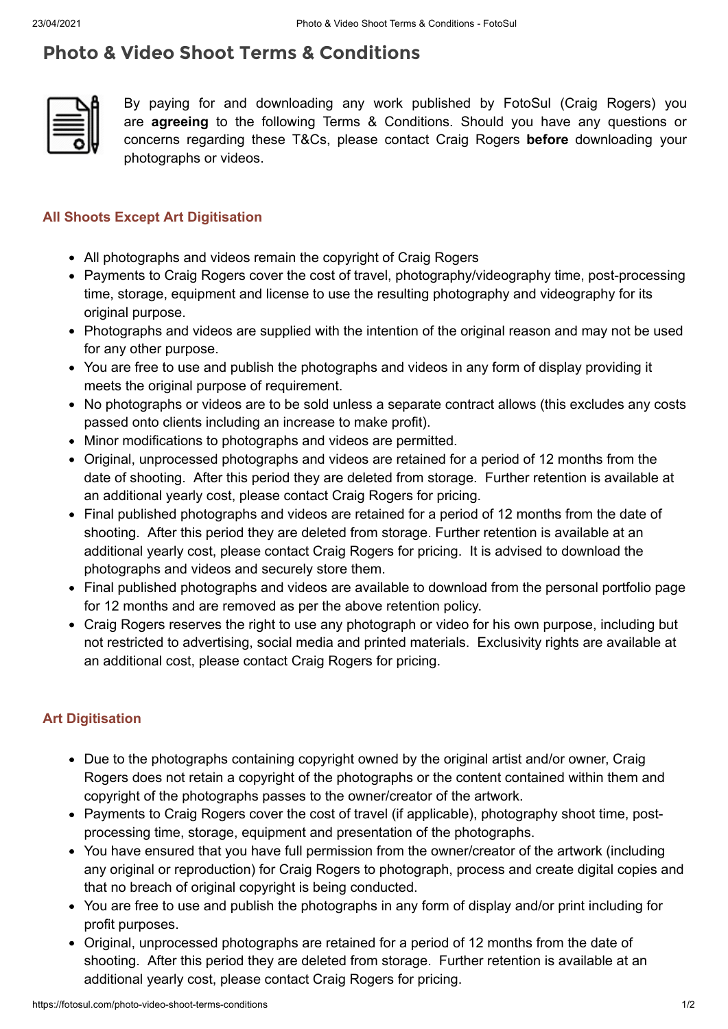# Photo & Video Shoot Terms & Conditions

By paying for and downloading any work published by FotoSul (Craig Rogers) you are **agreeing** to the following Terms & Conditions. Should you have any questions or concerns regarding these T&Cs, please contact Craig Rogers **before** downloading your photographs or videos.

## All Shoots Except Art Digitisation

- All photographs and videos remain the copyright of Craig Rogers
- Payments to Craig Rogers cover the cost of travel, photography/videography time, post-processing time, storage, equipment and license to use the resulting photography and videography for its original purpose.
- Photographs and videos are supplied with the intention of the original reason and may not be used for any other purpose.
- You are free to use and publish the photographs and videos in any form of display providing it meets the original purpose of requirement.
- No photographs or videos are to be sold unless a separate contract allows (this excludes any costs passed onto clients including an increase to make profit).
- Minor modifications to photographs and videos are permitted.
- Original, unprocessed photographs and videos are retained for a period of 12 months from the date of shooting. After this period they are deleted from storage. Further retention is available at an additional yearly cost, please contact Craig Rogers for pricing.
- Final published photographs and videos are retained for a period of 12 months from the date of shooting. After this period they are deleted from storage. Further retention is available at an additional yearly cost, please contact Craig Rogers for pricing. It is advised to download the photographs and videos and securely store them.
- Final published photographs and videos are available to download from the personal portfolio page for 12 months and are removed as per the above retention policy.
- Craig Rogers reserves the right to use any photograph or video for his own purpose, including but not restricted to advertising, social media and printed materials. Exclusivity rights are available at an additional cost, please contact Craig Rogers for pricing.

## Art Digitisation

- Due to the photographs containing copyright owned by the original artist and/or owner, Craig Rogers does not retain a copyright of the photographs or the content contained within them and copyright of the photographs passes to the owner/creator of the artwork.
- Payments to Craig Rogers cover the cost of travel (if applicable), photography shoot time, post-processing time, storage, equipment and presentation of the photographs.
- You have ensured that you have full permission from the owner/creator of the artwork (including any original or reproduction) for Craig Rogers to photograph, process and create digital copies and that no breach of original copyright is being conducted.
- You are free to use and publish the photographs in any form of display and/or print including for profit purposes.
- Original, unprocessed photographs are retained for a period of 12 months from the date of shooting. After this period they are deleted from storage. Further retention is available at an additional yearly cost, please contact Craig Rogers for pricing.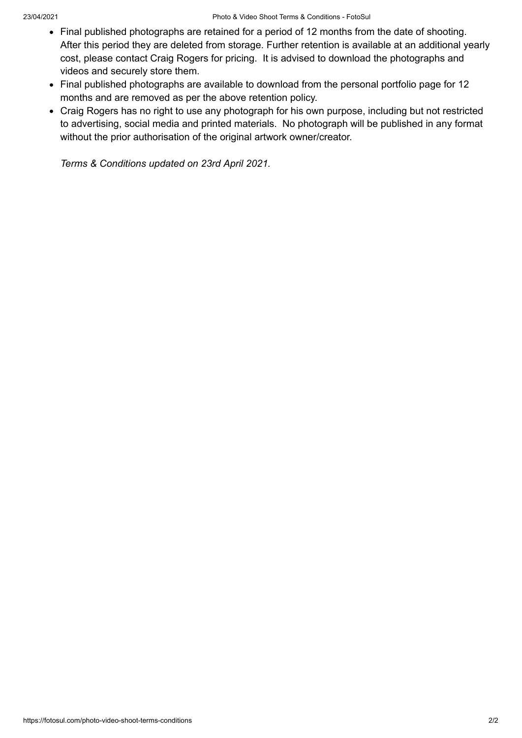- Final published photographs are retained for a period of 12 months from the date of shooting. After this period they are deleted from storage. Further retention is available at an additional yearly cost, please contact Craig Rogers for pricing.  It is advised to download the photographs and videos and securely store them.
- Final published photographs are available to download from the personal portfolio page for 12 months and are removed as per the above retention policy.
- Craig Rogers has no right to use any photograph for his own purpose, including but not restricted to advertising, social media and printed materials.  No photograph will be published in any format without the prior authorisation of the original artwork owner/creator.

*Terms & Conditions updated on 23rd April 2021.*